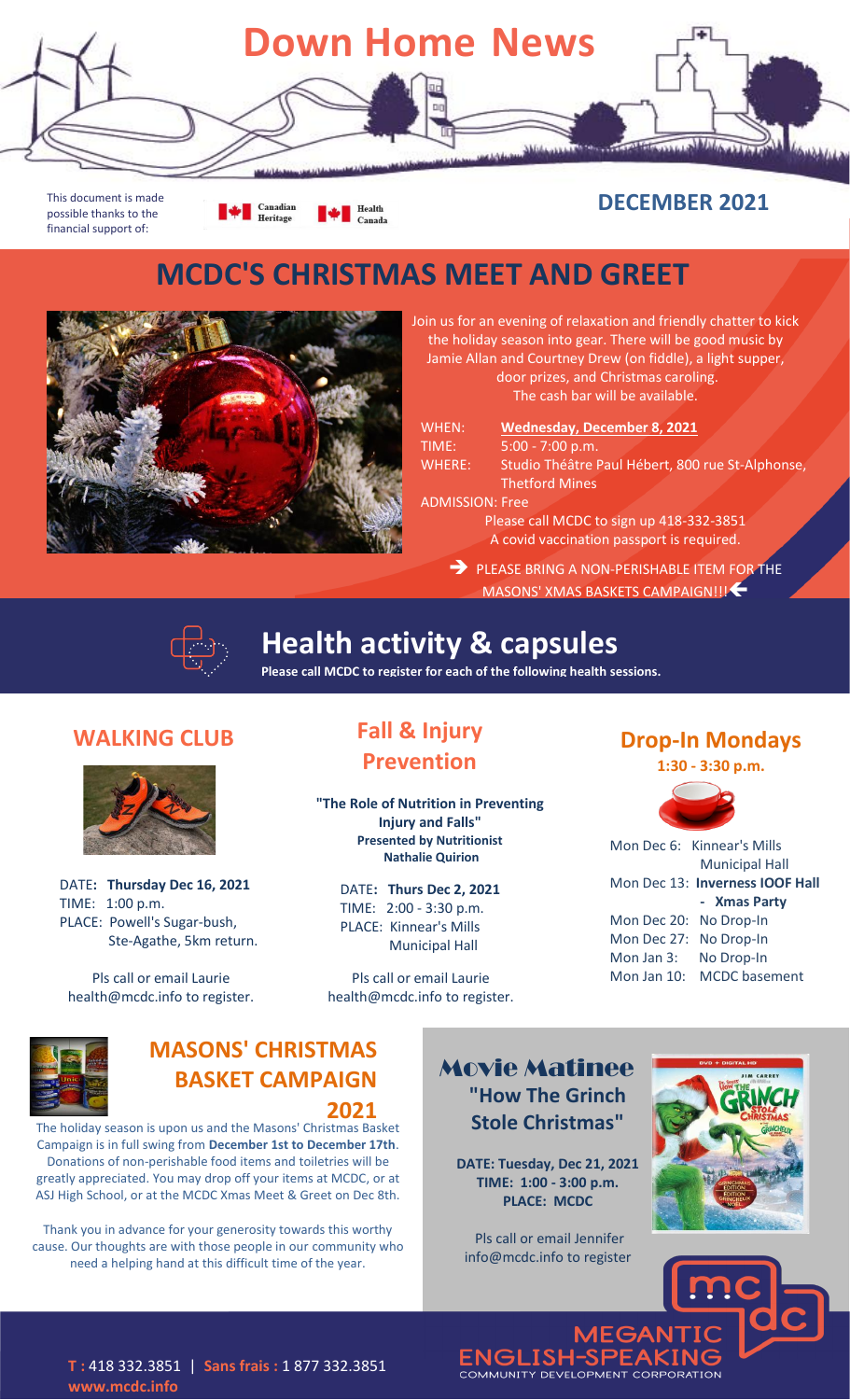# Down Home News

This document is made possible thanks to the financial support of: Canadian Heritage, Health Canada

**DECEMBER 2021**

## MCDC'S CHRISTMAS MEET AND GREET

Join us for an evening of relaxation and friendly chatter to kick the holiday season into gear. There will be good music by Jamie Allan and Courtney Drew (on fiddle), a light supper, door prizes, and Christmas caroling. The cash bar will be available.

WHEN: **Wednesday, December 8, 2021**
TIME: 5:00 - 7:00 p.m.
WHERE: Studio Théâtre Paul Hébert, 800 rue St-Alphonse, Thetford Mines
ADMISSION: Free

Please call MCDC to sign up 418-332-3851
A covid vaccination passport is required.

➔ PLEASE BRING A NON-PERISHABLE ITEM FOR THE MASONS' XMAS BASKETS CAMPAIGN!!! ←

## Health activity & capsules

**Please call MCDC to register for each of the following health sessions.**

### WALKING CLUB

DATE: **Thursday Dec 16, 2021**
TIME: 1:00 p.m.
PLACE: Powell's Sugar-bush, Ste-Agathe, 5km return.

Pls call or email Laurie health@mcdc.info to register.

### Fall & Injury Prevention

**"The Role of Nutrition in Preventing Injury and Falls"**
**Presented by Nutritionist Nathalie Quirion**

DATE: **Thurs Dec 2, 2021**
TIME: 2:00 - 3:30 p.m.
PLACE: Kinnear's Mills Municipal Hall

Pls call or email Laurie health@mcdc.info to register.

### Drop-In Mondays

**1:30 - 3:30 p.m.**

- Mon Dec 6: Kinnear's Mills Municipal Hall
- Mon Dec 13: **Inverness IOOF Hall - Xmas Party**
- Mon Dec 20: No Drop-In
- Mon Dec 27: No Drop-In
- Mon Jan 3: No Drop-In
- Mon Jan 10: MCDC basement

## MASONS' CHRISTMAS BASKET CAMPAIGN 2021

The holiday season is upon us and the Masons' Christmas Basket Campaign is in full swing from **December 1st to December 17th**. Donations of non-perishable food items and toiletries will be greatly appreciated. You may drop off your items at MCDC, or at ASJ High School, or at the MCDC Xmas Meet & Greet on Dec 8th.

Thank you in advance for your generosity towards this worthy cause. Our thoughts are with those people in our community who need a helping hand at this difficult time of the year.

## Movie Matinee

### "How The Grinch Stole Christmas"

**DATE: Tuesday, Dec 21, 2021**
**TIME: 1:00 - 3:00 p.m.**
**PLACE: MCDC**

Pls call or email Jennifer info@mcdc.info to register

MEGANTIC ENGLISH-SPEAKING COMMUNITY DEVELOPMENT CORPORATION

**T :** 418 332.3851 | **Sans frais :** 1 877 332.3851
**www.mcdc.info**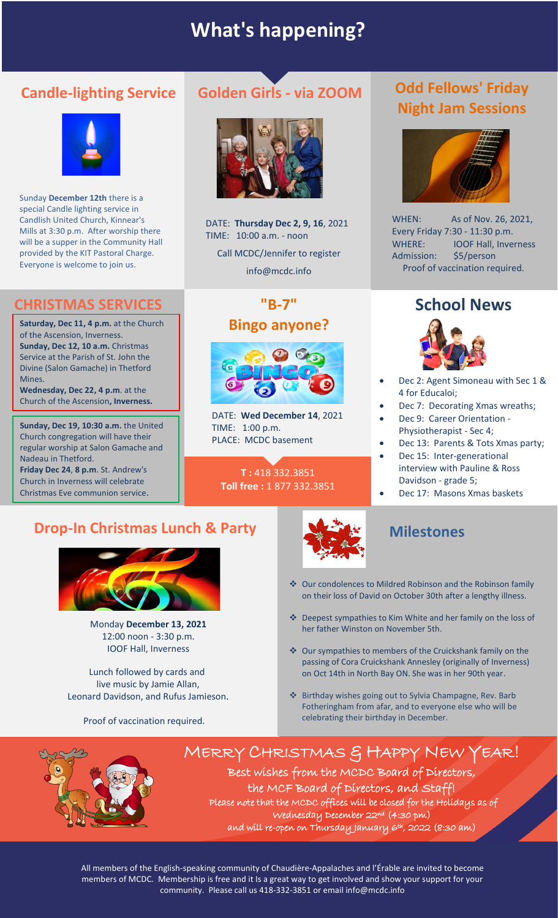# What's happening?

## Candle-lighting Service

Sunday **December 12th** there is a special Candle lighting service in Candlish United Church, Kinnear's Mills at 3:30 p.m. After worship there will be a supper in the Community Hall provided by the KIT Pastoral Charge. Everyone is welcome to join us.

## Golden Girls - via ZOOM

DATE: **Thursday Dec 2, 9, 16**, 2021
TIME: 10:00 a.m. - noon

Call MCDC/Jennifer to register

info@mcdc.info

## Odd Fellows' Friday Night Jam Sessions

WHEN: As of Nov. 26, 2021, Every Friday 7:30 - 11:30 p.m.
WHERE: IOOF Hall, Inverness
Admission: $5/person
Proof of vaccination required.

## CHRISTMAS SERVICES

**Saturday, Dec 11, 4 p.m.** at the Church of the Ascension, Inverness.
**Sunday, Dec 12, 10 a.m.** Christmas Service at the Parish of St. John the Divine (Salon Gamache) in Thetford Mines.
**Wednesday, Dec 22, 4 p.m**. at the Church of the Ascension**, Inverness.**

**Sunday, Dec 19, 10:30 a.m.** the United Church congregation will have their regular worship at Salon Gamache and Nadeau in Thetford.
**Friday Dec 24**, **8 p.m**. St. Andrew's Church in Inverness will celebrate Christmas Eve communion service.

## "B-7" Bingo anyone?

DATE: **Wed December 14**, 2021
TIME: 1:00 p.m.
PLACE: MCDC basement

**T :** 418 332.3851
**Toll free :** 1 877 332.3851

## School News

- Dec 2: Agent Simoneau with Sec 1 & 4 for Educaloi;
- Dec 7: Decorating Xmas wreaths;
- Dec 9: Career Orientation - Physiotherapist - Sec 4;
- Dec 13: Parents & Tots Xmas party;
- Dec 15: Inter-generational interview with Pauline & Ross Davidson - grade 5;
- Dec 17: Masons Xmas baskets

## Drop-In Christmas Lunch & Party

Monday **December 13, 2021**
12:00 noon - 3:30 p.m.
IOOF Hall, Inverness

Lunch followed by cards and live music by Jamie Allan, Leonard Davidson, and Rufus Jamieson.

Proof of vaccination required.

## Milestones

- Our condolences to Mildred Robinson and the Robinson family on their loss of David on October 30th after a lengthy illness.
- Deepest sympathies to Kim White and her family on the loss of her father Winston on November 5th.
- Our sympathies to members of the Cruickshank family on the passing of Cora Cruickshank Annesley (originally of Inverness) on Oct 14th in North Bay ON. She was in her 90th year.
- Birthday wishes going out to Sylvia Champagne, Rev. Barb Fotheringham from afar, and to everyone else who will be celebrating their birthday in December.

## Merry Christmas & Happy New Year!

Best wishes from the MCDC Board of Directors, the MCF Board of Directors, and Staff!
Please note that the MCDC offices will be closed for the Holidays as of Wednesday December 22nd (4:30 pm) and will re-open on Thursday January 6th, 2022 (8:30 am)

All members of the English-speaking community of Chaudière-Appalaches and l'Érable are invited to become members of MCDC. Membership is free and it is a great way to get involved and show your support for your community. Please call us 418-332-3851 or email info@mcdc.info